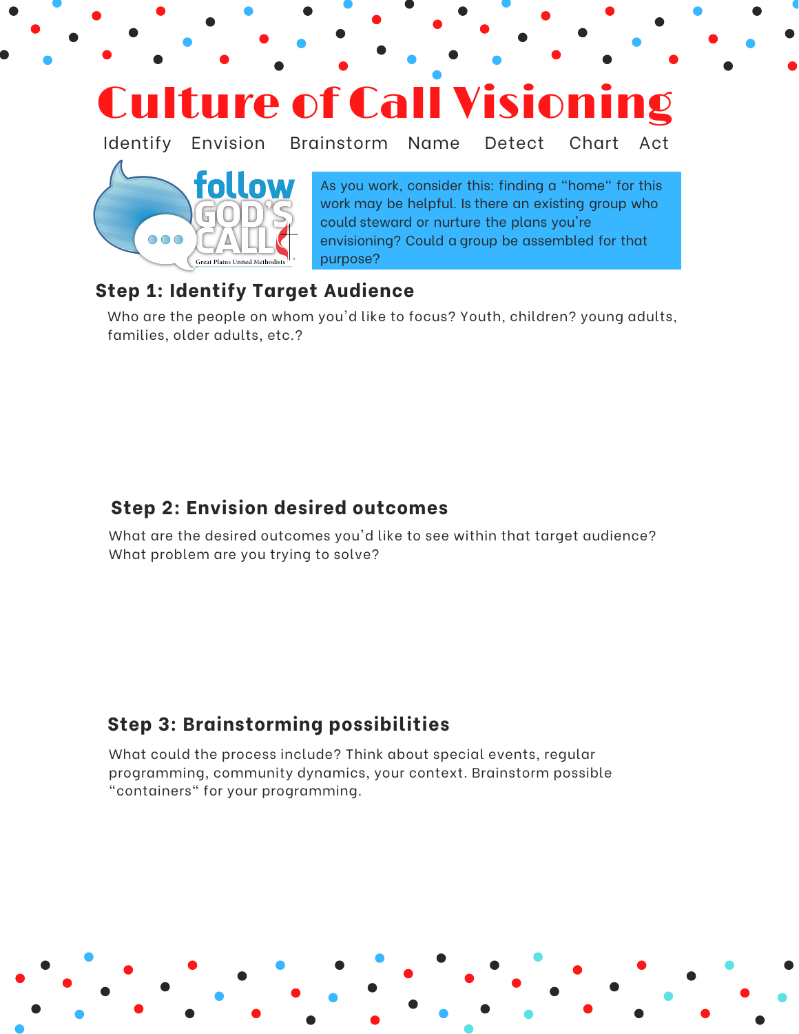# Culture of Call Visioning

Identify Envision Brainstorm Name Detect Chart Act

As you work, consider this: finding a “home“ for this work may be helpful. Is there an existing group who could steward or nurture the plans you’re envisioning? Could a group be assembled for that purpose?

## Step 1: Identify Target Audience

Who are the people on whom you’d like to focus? Youth, children? young adults, families, older adults, etc.?

## Step 2: Envision desired outcomes

What are the desired outcomes you’d like to see within that target audience? What problem are you trying to solve?

## Step 3: Brainstorming possibilities

What could the process include? Think about special events, regular programming, community dynamics, your context. Brainstorm possible “containers“ for your programming.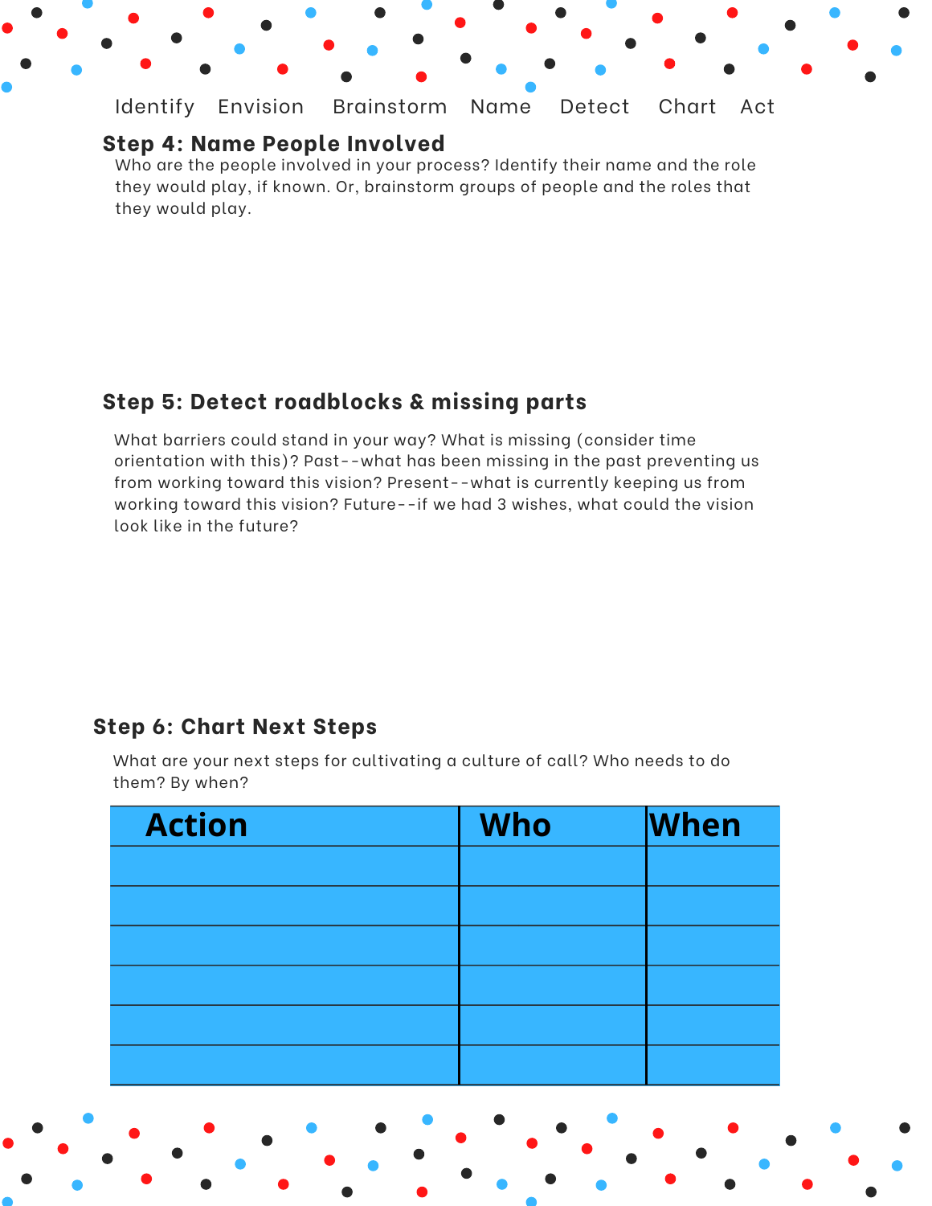Identify Envision Brainstorm Name Detect Chart Act

## Step 4: Name People Involved

Who are the people involved in your process? Identify their name and the role they would play, if known. Or, brainstorm groups of people and the roles that they would play.

## Step 5: Detect roadblocks & missing parts

What barriers could stand in your way? What is missing (consider time orientation with this)? Past--what has been missing in the past preventing us from working toward this vision? Present--what is currently keeping us from working toward this vision? Future--if we had 3 wishes, what could the vision look like in the future?

## Step 6: Chart Next Steps

What are your next steps for cultivating a culture of call? Who needs to do them? By when?

| Action | Who | When |
|---|---|---|
| | | |
| | | |
| | | |
| | | |
| | | |
| | | |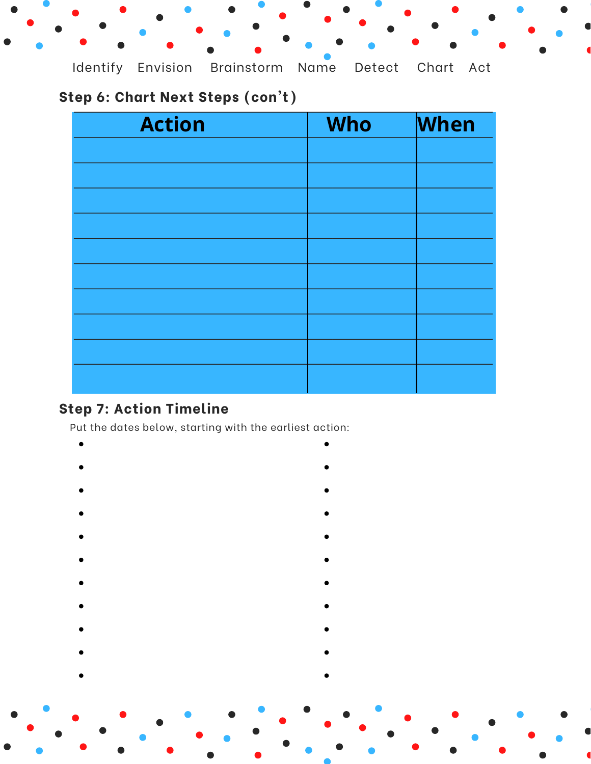Identify Envision Brainstorm Name Detect Chart Act

**Step 6: Chart Next Steps (con't)**

| Action | Who | When |
| --- | --- | --- |
| | | |
| | | |
| | | |
| | | |
| | | |
| | | |
| | | |
| | | |
| | | |
| | | |

**Step 7: Action Timeline**

Put the dates below, starting with the earliest action:

- 
- 
- 
- 
- 
- 
- 
- 
- 
- 
- 
- 
- 
- 
- 
- 
- 
- 
- 
- 
- 
-